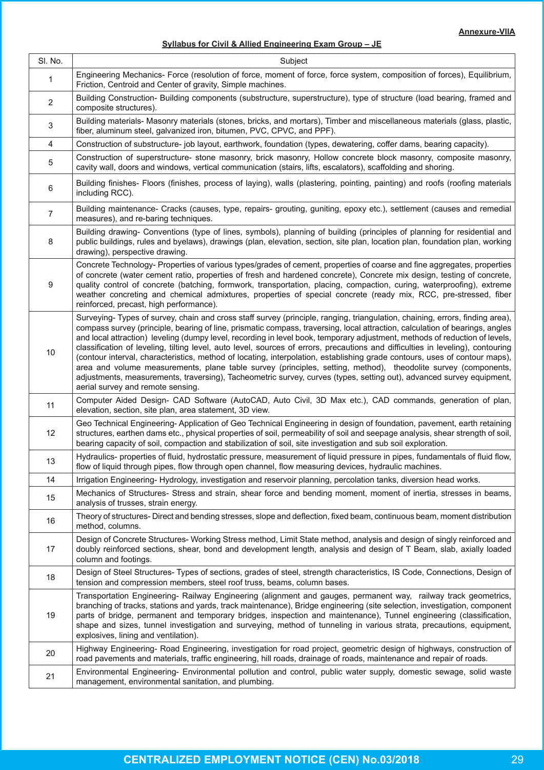**Annexure-VIIA**

**Syllabus for Civil & Allied Engineering Exam Group – JE**

| Sl. No. | Subject |
|---|---|
| 1 | Engineering Mechanics- Force (resolution of force, moment of force, force system, composition of forces), Equilibrium, Friction, Centroid and Center of gravity, Simple machines. |
| 2 | Building Construction- Building components (substructure, superstructure), type of structure (load bearing, framed and composite structures). |
| 3 | Building materials- Masonry materials (stones, bricks, and mortars), Timber and miscellaneous materials (glass, plastic, fiber, aluminum steel, galvanized iron, bitumen, PVC, CPVC, and PPF). |
| 4 | Construction of substructure- job layout, earthwork, foundation (types, dewatering, coffer dams, bearing capacity). |
| 5 | Construction of superstructure- stone masonry, brick masonry, Hollow concrete block masonry, composite masonry, cavity wall, doors and windows, vertical communication (stairs, lifts, escalators), scaffolding and shoring. |
| 6 | Building finishes- Floors (finishes, process of laying), walls (plastering, pointing, painting) and roofs (roofing materials including RCC). |
| 7 | Building maintenance- Cracks (causes, type, repairs- grouting, guniting, epoxy etc.), settlement (causes and remedial measures), and re-baring techniques. |
| 8 | Building drawing- Conventions (type of lines, symbols), planning of building (principles of planning for residential and public buildings, rules and byelaws), drawings (plan, elevation, section, site plan, location plan, foundation plan, working drawing), perspective drawing. |
| 9 | Concrete Technology- Properties of various types/grades of cement, properties of coarse and fine aggregates, properties of concrete (water cement ratio, properties of fresh and hardened concrete), Concrete mix design, testing of concrete, quality control of concrete (batching, formwork, transportation, placing, compaction, curing, waterproofing), extreme weather concreting and chemical admixtures, properties of special concrete (ready mix, RCC, pre-stressed, fiber reinforced, precast, high performance). |
| 10 | Surveying- Types of survey, chain and cross staff survey (principle, ranging, triangulation, chaining, errors, finding area), compass survey (principle, bearing of line, prismatic compass, traversing, local attraction, calculation of bearings, angles and local attraction) leveling (dumpy level, recording in level book, temporary adjustment, methods of reduction of levels, classification of leveling, tilting level, auto level, sources of errors, precautions and difficulties in leveling), contouring (contour interval, characteristics, method of locating, interpolation, establishing grade contours, uses of contour maps), area and volume measurements, plane table survey (principles, setting, method), theodolite survey (components, adjustments, measurements, traversing), Tacheometric survey, curves (types, setting out), advanced survey equipment, aerial survey and remote sensing. |
| 11 | Computer Aided Design- CAD Software (AutoCAD, Auto Civil, 3D Max etc.), CAD commands, generation of plan, elevation, section, site plan, area statement, 3D view. |
| 12 | Geo Technical Engineering- Application of Geo Technical Engineering in design of foundation, pavement, earth retaining structures, earthen dams etc., physical properties of soil, permeability of soil and seepage analysis, shear strength of soil, bearing capacity of soil, compaction and stabilization of soil, site investigation and sub soil exploration. |
| 13 | Hydraulics- properties of fluid, hydrostatic pressure, measurement of liquid pressure in pipes, fundamentals of fluid flow, flow of liquid through pipes, flow through open channel, flow measuring devices, hydraulic machines. |
| 14 | Irrigation Engineering- Hydrology, investigation and reservoir planning, percolation tanks, diversion head works. |
| 15 | Mechanics of Structures- Stress and strain, shear force and bending moment, moment of inertia, stresses in beams, analysis of trusses, strain energy. |
| 16 | Theory of structures- Direct and bending stresses, slope and deflection, fixed beam, continuous beam, moment distribution method, columns. |
| 17 | Design of Concrete Structures- Working Stress method, Limit State method, analysis and design of singly reinforced and doubly reinforced sections, shear, bond and development length, analysis and design of T Beam, slab, axially loaded column and footings. |
| 18 | Design of Steel Structures- Types of sections, grades of steel, strength characteristics, IS Code, Connections, Design of tension and compression members, steel roof truss, beams, column bases. |
| 19 | Transportation Engineering- Railway Engineering (alignment and gauges, permanent way, railway track geometrics, branching of tracks, stations and yards, track maintenance), Bridge engineering (site selection, investigation, component parts of bridge, permanent and temporary bridges, inspection and maintenance), Tunnel engineering (classification, shape and sizes, tunnel investigation and surveying, method of tunneling in various strata, precautions, equipment, explosives, lining and ventilation). |
| 20 | Highway Engineering- Road Engineering, investigation for road project, geometric design of highways, construction of road pavements and materials, traffic engineering, hill roads, drainage of roads, maintenance and repair of roads. |
| 21 | Environmental Engineering- Environmental pollution and control, public water supply, domestic sewage, solid waste management, environmental sanitation, and plumbing. |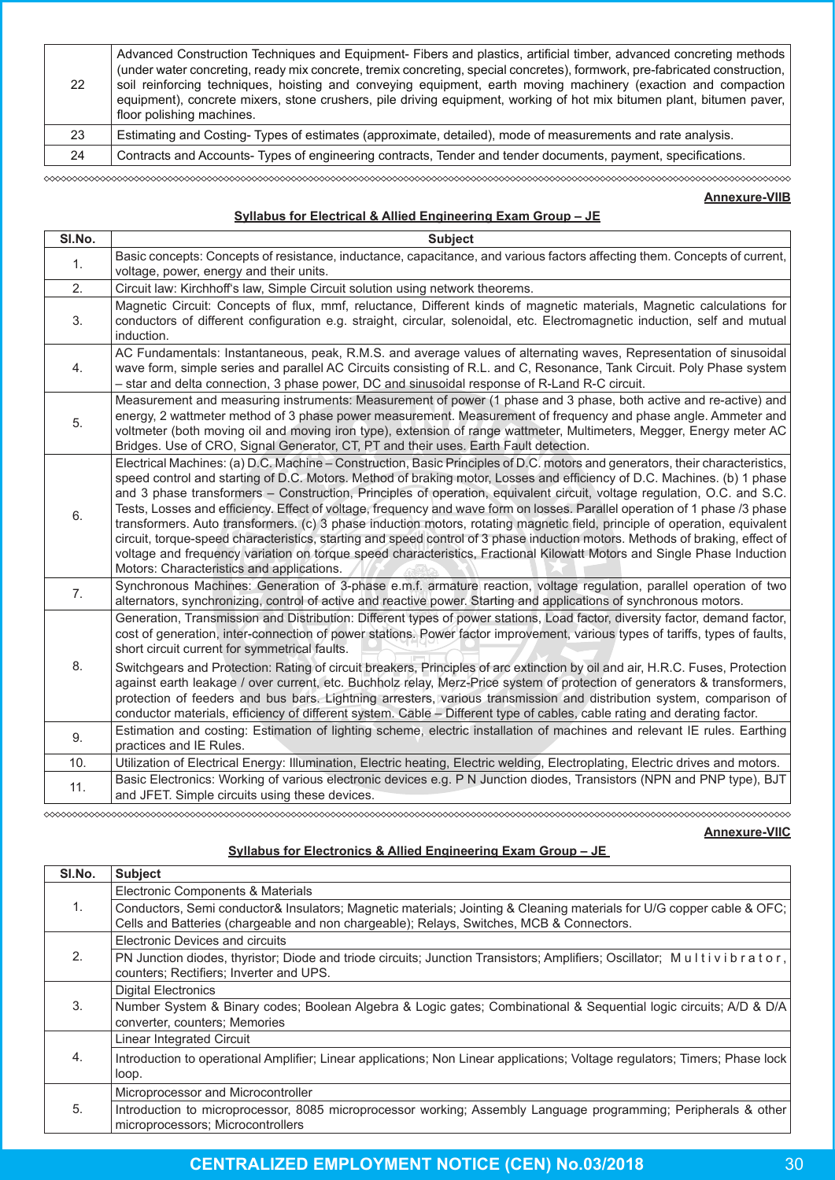| | |
|---|---|
| 22 | Advanced Construction Techniques and Equipment- Fibers and plastics, artificial timber, advanced concreting methods (under water concreting, ready mix concrete, tremix concreting, special concretes), formwork, pre-fabricated construction, soil reinforcing techniques, hoisting and conveying equipment, earth moving machinery (exaction and compaction equipment), concrete mixers, stone crushers, pile driving equipment, working of hot mix bitumen plant, bitumen paver, floor polishing machines. |
| 23 | Estimating and Costing- Types of estimates (approximate, detailed), mode of measurements and rate analysis. |
| 24 | Contracts and Accounts- Types of engineering contracts, Tender and tender documents, payment, specifications. |

**Annexure-VIIB**

**Syllabus for Electrical & Allied Engineering Exam Group – JE**

| Sl.No. | Subject |
|---|---|
| 1. | Basic concepts: Concepts of resistance, inductance, capacitance, and various factors affecting them. Concepts of current, voltage, power, energy and their units. |
| 2. | Circuit law: Kirchhoff's law, Simple Circuit solution using network theorems. |
| 3. | Magnetic Circuit: Concepts of flux, mmf, reluctance, Different kinds of magnetic materials, Magnetic calculations for conductors of different configuration e.g. straight, circular, solenoidal, etc. Electromagnetic induction, self and mutual induction. |
| 4. | AC Fundamentals: Instantaneous, peak, R.M.S. and average values of alternating waves, Representation of sinusoidal wave form, simple series and parallel AC Circuits consisting of R.L. and C, Resonance, Tank Circuit. Poly Phase system – star and delta connection, 3 phase power, DC and sinusoidal response of R-Land R-C circuit. |
| 5. | Measurement and measuring instruments: Measurement of power (1 phase and 3 phase, both active and re-active) and energy, 2 wattmeter method of 3 phase power measurement. Measurement of frequency and phase angle. Ammeter and voltmeter (both moving oil and moving iron type), extension of range wattmeter, Multimeters, Megger, Energy meter AC Bridges. Use of CRO, Signal Generator, CT, PT and their uses. Earth Fault detection. |
| 6. | Electrical Machines: (a) D.C. Machine – Construction, Basic Principles of D.C. motors and generators, their characteristics, speed control and starting of D.C. Motors. Method of braking motor, Losses and efficiency of D.C. Machines. (b) 1 phase and 3 phase transformers – Construction, Principles of operation, equivalent circuit, voltage regulation, O.C. and S.C. Tests, Losses and efficiency. Effect of voltage, frequency and wave form on losses. Parallel operation of 1 phase /3 phase transformers. Auto transformers. (c) 3 phase induction motors, rotating magnetic field, principle of operation, equivalent circuit, torque-speed characteristics, starting and speed control of 3 phase induction motors. Methods of braking, effect of voltage and frequency variation on torque speed characteristics, Fractional Kilowatt Motors and Single Phase Induction Motors: Characteristics and applications. |
| 7. | Synchronous Machines: Generation of 3-phase e.m.f. armature reaction, voltage regulation, parallel operation of two alternators, synchronizing, control of active and reactive power. Starting and applications of synchronous motors. |
| 8. | Generation, Transmission and Distribution: Different types of power stations, Load factor, diversity factor, demand factor, cost of generation, inter-connection of power stations. Power factor improvement, various types of tariffs, types of faults, short circuit current for symmetrical faults.<br>Switchgears and Protection: Rating of circuit breakers, Principles of arc extinction by oil and air, H.R.C. Fuses, Protection against earth leakage / over current, etc. Buchholz relay, Merz-Price system of protection of generators & transformers, protection of feeders and bus bars. Lightning arresters, various transmission and distribution system, comparison of conductor materials, efficiency of different system. Cable – Different type of cables, cable rating and derating factor. |
| 9. | Estimation and costing: Estimation of lighting scheme, electric installation of machines and relevant IE rules. Earthing practices and IE Rules. |
| 10. | Utilization of Electrical Energy: Illumination, Electric heating, Electric welding, Electroplating, Electric drives and motors. |
| 11. | Basic Electronics: Working of various electronic devices e.g. P N Junction diodes, Transistors (NPN and PNP type), BJT and JFET. Simple circuits using these devices. |

**Annexure-VIIC**

**Syllabus for Electronics & Allied Engineering Exam Group – JE**

| Sl.No. | Subject |
|---|---|
| 1. | Electronic Components & Materials<br>Conductors, Semi conductor& Insulators; Magnetic materials; Jointing & Cleaning materials for U/G copper cable & OFC; Cells and Batteries (chargeable and non chargeable); Relays, Switches, MCB & Connectors. |
| 2. | Electronic Devices and circuits<br>PN Junction diodes, thyristor; Diode and triode circuits; Junction Transistors; Amplifiers; Oscillator; Multivibrator, counters; Rectifiers; Inverter and UPS. |
| 3. | Digital Electronics<br>Number System & Binary codes; Boolean Algebra & Logic gates; Combinational & Sequential logic circuits; A/D & D/A converter, counters; Memories |
| 4. | Linear Integrated Circuit<br>Introduction to operational Amplifier; Linear applications; Non Linear applications; Voltage regulators; Timers; Phase lock loop. |
| 5. | Microprocessor and Microcontroller<br>Introduction to microprocessor, 8085 microprocessor working; Assembly Language programming; Peripherals & other microprocessors; Microcontrollers |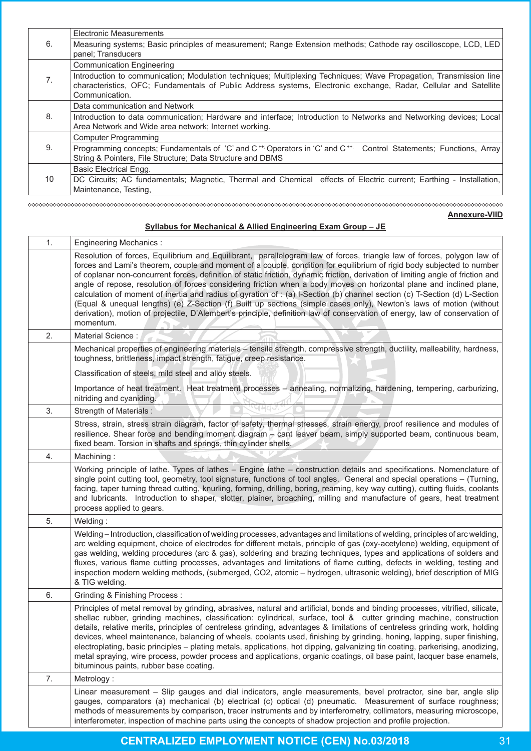| | |
|---|---|
| 6. | Electronic Measurements |
| | Measuring systems; Basic principles of measurement; Range Extension methods; Cathode ray oscilloscope, LCD, LED panel; Transducers |
| 7. | Communication Engineering |
| | Introduction to communication; Modulation techniques; Multiplexing Techniques; Wave Propagation, Transmission line characteristics, OFC; Fundamentals of Public Address systems, Electronic exchange, Radar, Cellular and Satellite Communication. |
| 8. | Data communication and Network |
| | Introduction to data communication; Hardware and interface; Introduction to Networks and Networking devices; Local Area Network and Wide area network; Internet working. |
| 9. | Computer Programming |
| | Programming concepts; Fundamentals of 'C' and C ++; Operators in 'C' and C ++; Control Statements; Functions, Array String & Pointers, File Structure; Data Structure and DBMS |
| 10 | Basic Electrical Engg. |
| | DC Circuits; AC fundamentals; Magnetic, Thermal and Chemical effects of Electric current; Earthing - Installation, Maintenance, Testing. |

**Annexure-VIID**

**Syllabus for Mechanical & Allied Engineering Exam Group – JE**

| | |
|---|---|
| 1. | Engineering Mechanics : |
| | Resolution of forces, Equilibrium and Equilibrant, parallelogram law of forces, triangle law of forces, polygon law of forces and Lami's theorem, couple and moment of a couple, condition for equilibrium of rigid body subjected to number of coplanar non-concurrent forces, definition of static friction, dynamic friction, derivation of limiting angle of friction and angle of repose, resolution of forces considering friction when a body moves on horizontal plane and inclined plane, calculation of moment of inertia and radius of gyration of : (a) I-Section (b) channel section (c) T-Section (d) L-Section (Equal & unequal lengths) (e) Z-Section (f) Built up sections (simple cases only), Newton's laws of motion (without derivation), motion of projectile, D'Alembert's principle, definition law of conservation of energy, law of conservation of momentum. |
| 2. | Material Science : |
| | Mechanical properties of engineering materials – tensile strength, compressive strength, ductility, malleability, hardness, toughness, brittleness, impact strength, fatigue, creep resistance.<br><br>Classification of steels, mild steel and alloy steels.<br><br>Importance of heat treatment. Heat treatment processes – annealing, normalizing, hardening, tempering, carburizing, nitriding and cyaniding. |
| 3. | Strength of Materials : |
| | Stress, strain, stress strain diagram, factor of safety, thermal stresses, strain energy, proof resilience and modules of resilience. Shear force and bending moment diagram – cant leaver beam, simply supported beam, continuous beam, fixed beam. Torsion in shafts and springs, thin cylinder shells. |
| 4. | Machining : |
| | Working principle of lathe. Types of lathes – Engine lathe – construction details and specifications. Nomenclature of single point cutting tool, geometry, tool signature, functions of tool angles. General and special operations – (Turning, facing, taper turning thread cutting, knurling, forming, drilling, boring, reaming, key way cutting), cutting fluids, coolants and lubricants. Introduction to shaper, slotter, plainer, broaching, milling and manufacture of gears, heat treatment process applied to gears. |
| 5. | Welding : |
| | Welding – Introduction, classification of welding processes, advantages and limitations of welding, principles of arc welding, arc welding equipment, choice of electrodes for different metals, principle of gas (oxy-acetylene) welding, equipment of gas welding, welding procedures (arc & gas), soldering and brazing techniques, types and applications of solders and fluxes, various flame cutting processes, advantages and limitations of flame cutting, defects in welding, testing and inspection modern welding methods, (submerged, CO2, atomic – hydrogen, ultrasonic welding), brief description of MIG & TIG welding. |
| 6. | Grinding & Finishing Process : |
| | Principles of metal removal by grinding, abrasives, natural and artificial, bonds and binding processes, vitrified, silicate, shellac rubber, grinding machines, classification: cylindrical, surface, tool & cutter grinding machine, construction details, relative merits, principles of centreless grinding, advantages & limitations of centreless grinding work, holding devices, wheel maintenance, balancing of wheels, coolants used, finishing by grinding, honing, lapping, super finishing, electroplating, basic principles – plating metals, applications, hot dipping, galvanizing tin coating, parkerising, anodizing, metal spraying, wire process, powder process and applications, organic coatings, oil base paint, lacquer base enamels, bituminous paints, rubber base coating. |
| 7. | Metrology : |
| | Linear measurement – Slip gauges and dial indicators, angle measurements, bevel protractor, sine bar, angle slip gauges, comparators (a) mechanical (b) electrical (c) optical (d) pneumatic. Measurement of surface roughness; methods of measurements by comparison, tracer instruments and by interferometry, collimators, measuring microscope, interferometer, inspection of machine parts using the concepts of shadow projection and profile projection. |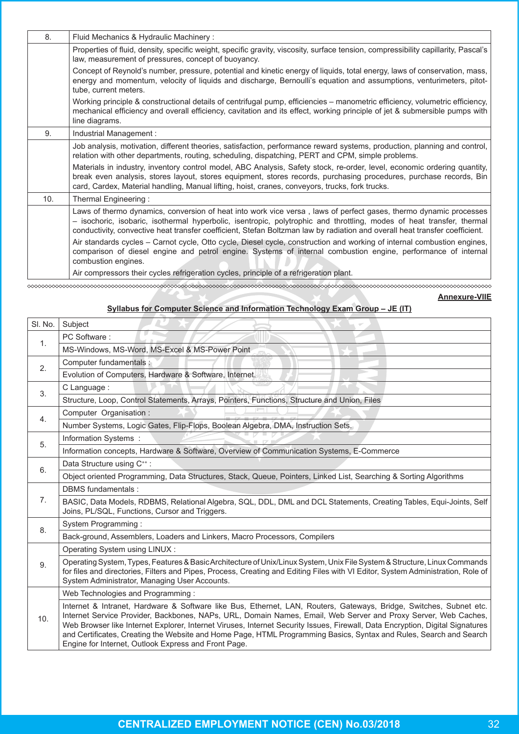| | |
|---|---|
| 8. | Fluid Mechanics & Hydraulic Machinery : |
| | Properties of fluid, density, specific weight, specific gravity, viscosity, surface tension, compressibility capillarity, Pascal's law, measurement of pressures, concept of buoyancy.<br>Concept of Reynold's number, pressure, potential and kinetic energy of liquids, total energy, laws of conservation, mass, energy and momentum, velocity of liquids and discharge, Bernoulli's equation and assumptions, venturimeters, pitot-tube, current meters.<br>Working principle & constructional details of centrifugal pump, efficiencies – manometric efficiency, volumetric efficiency, mechanical efficiency and overall efficiency, cavitation and its effect, working principle of jet & submersible pumps with line diagrams. |
| 9. | Industrial Management : |
| | Job analysis, motivation, different theories, satisfaction, performance reward systems, production, planning and control, relation with other departments, routing, scheduling, dispatching, PERT and CPM, simple problems.<br>Materials in industry, inventory control model, ABC Analysis, Safety stock, re-order, level, economic ordering quantity, break even analysis, stores layout, stores equipment, stores records, purchasing procedures, purchase records, Bin card, Cardex, Material handling, Manual lifting, hoist, cranes, conveyors, trucks, fork trucks. |
| 10. | Thermal Engineering : |
| | Laws of thermo dynamics, conversion of heat into work vice versa , laws of perfect gases, thermo dynamic processes – isochoric, isobaric, isothermal hyperbolic, isentropic, polytrophic and throttling, modes of heat transfer, thermal conductivity, convective heat transfer coefficient, Stefan Boltzman law by radiation and overall heat transfer coefficient.<br>Air standards cycles – Carnot cycle, Otto cycle, Diesel cycle, construction and working of internal combustion engines, comparison of diesel engine and petrol engine. Systems of internal combustion engine, performance of internal combustion engines.<br>Air compressors their cycles refrigeration cycles, principle of a refrigeration plant. |

**Annexure-VIIE**

**Syllabus for Computer Science and Information Technology Exam Group – JE (IT)**

| Sl. No. | Subject |
|---|---|
| 1. | PC Software : |
| | MS-Windows, MS-Word, MS-Excel & MS-Power Point |
| 2. | Computer fundamentals : |
| | Evolution of Computers, Hardware & Software, Internet. |
| 3. | C Language : |
| | Structure, Loop, Control Statements, Arrays, Pointers, Functions, Structure and Union, Files |
| 4. | Computer Organisation : |
| | Number Systems, Logic Gates, Flip-Flops, Boolean Algebra, DMA, Instruction Sets. |
| 5. | Information Systems : |
| | Information concepts, Hardware & Software, Overview of Communication Systems, E-Commerce |
| 6. | Data Structure using C++ : |
| | Object oriented Programming, Data Structures, Stack, Queue, Pointers, Linked List, Searching & Sorting Algorithms |
| 7. | DBMS fundamentals : |
| | BASIC, Data Models, RDBMS, Relational Algebra, SQL, DDL, DML and DCL Statements, Creating Tables, Equi-Joints, Self Joins, PL/SQL, Functions, Cursor and Triggers. |
| 8. | System Programming : |
| | Back-ground, Assemblers, Loaders and Linkers, Macro Processors, Compilers |
| 9. | Operating System using LINUX : |
| | Operating System, Types, Features & Basic Architecture of Unix/Linux System, Unix File System & Structure, Linux Commands for files and directories, Filters and Pipes, Process, Creating and Editing Files with VI Editor, System Administration, Role of System Administrator, Managing User Accounts. |
| 10. | Web Technologies and Programming : |
| | Internet & Intranet, Hardware & Software like Bus, Ethernet, LAN, Routers, Gateways, Bridge, Switches, Subnet etc. Internet Service Provider, Backbones, NAPs, URL, Domain Names, Email, Web Server and Proxy Server, Web Caches, Web Browser like Internet Explorer, Internet Viruses, Internet Security Issues, Firewall, Data Encryption, Digital Signatures and Certificates, Creating the Website and Home Page, HTML Programming Basics, Syntax and Rules, Search and Search Engine for Internet, Outlook Express and Front Page. |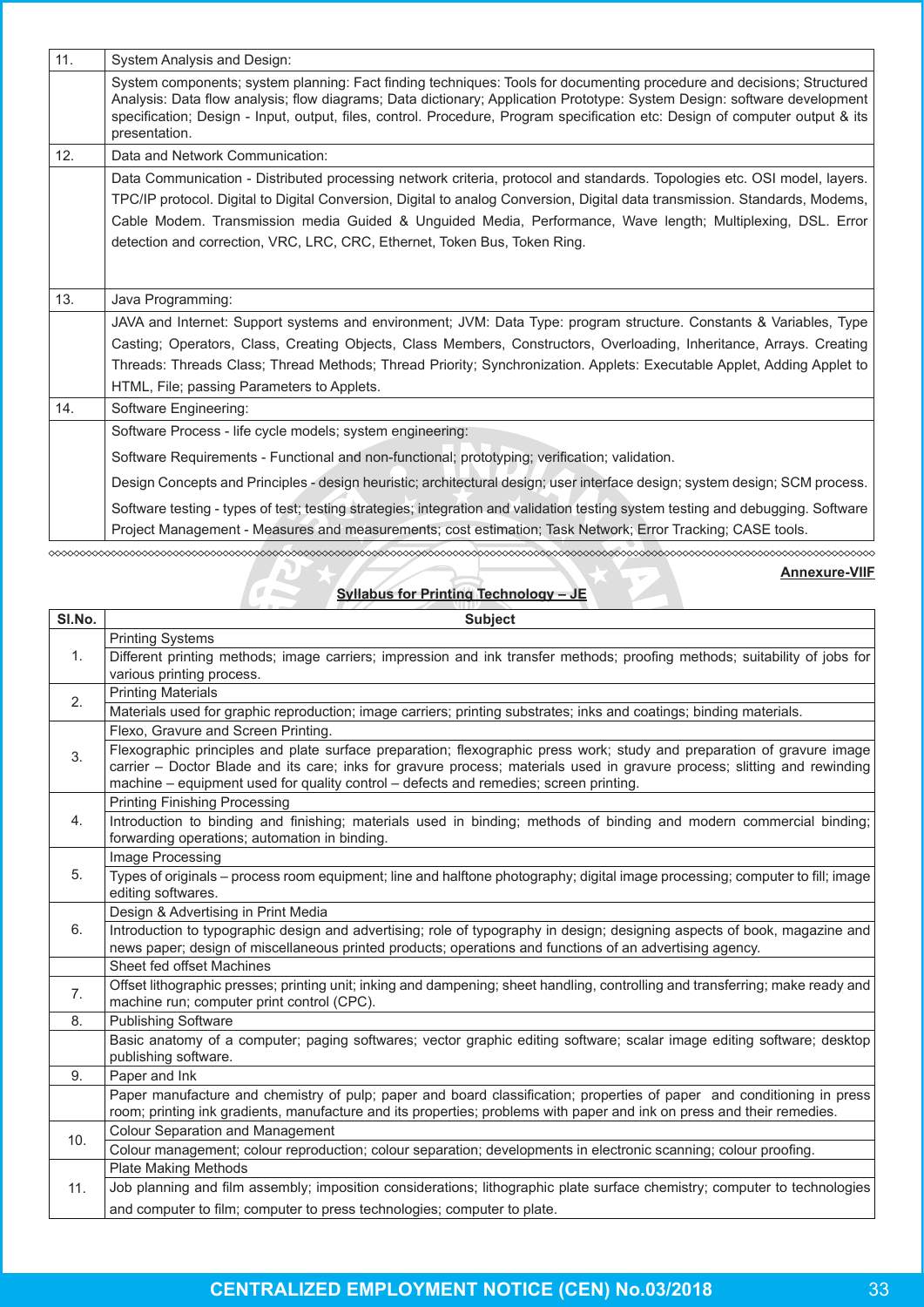| | |
|---|---|
| 11. | System Analysis and Design: |
| | System components; system planning: Fact finding techniques: Tools for documenting procedure and decisions; Structured Analysis: Data flow analysis; flow diagrams; Data dictionary; Application Prototype: System Design: software development specification; Design - Input, output, files, control. Procedure, Program specification etc: Design of computer output & its presentation. |
| 12. | Data and Network Communication: |
| | Data Communication - Distributed processing network criteria, protocol and standards. Topologies etc. OSI model, layers. TPC/IP protocol. Digital to Digital Conversion, Digital to analog Conversion, Digital data transmission. Standards, Modems, Cable Modem. Transmission media Guided & Unguided Media, Performance, Wave length; Multiplexing, DSL. Error detection and correction, VRC, LRC, CRC, Ethernet, Token Bus, Token Ring. |
| 13. | Java Programming: |
| | JAVA and Internet: Support systems and environment; JVM: Data Type: program structure. Constants & Variables, Type Casting; Operators, Class, Creating Objects, Class Members, Constructors, Overloading, Inheritance, Arrays. Creating Threads: Threads Class; Thread Methods; Thread Priority; Synchronization. Applets: Executable Applet, Adding Applet to HTML, File; passing Parameters to Applets. |
| 14. | Software Engineering: |
| | Software Process - life cycle models; system engineering:<br>Software Requirements - Functional and non-functional; prototyping; verification; validation.<br>Design Concepts and Principles - design heuristic; architectural design; user interface design; system design; SCM process.<br>Software testing - types of test; testing strategies; integration and validation testing system testing and debugging. Software Project Management - Measures and measurements; cost estimation; Task Network; Error Tracking; CASE tools. |

**Annexure-VIIF**

## Syllabus for Printing Technology – JE

| Sl.No. | Subject |
|---|---|
| 1. | Printing Systems<br>Different printing methods; image carriers; impression and ink transfer methods; proofing methods; suitability of jobs for various printing process. |
| 2. | Printing Materials<br>Materials used for graphic reproduction; image carriers; printing substrates; inks and coatings; binding materials. |
| 3. | Flexo, Gravure and Screen Printing.<br>Flexographic principles and plate surface preparation; flexographic press work; study and preparation of gravure image carrier – Doctor Blade and its care; inks for gravure process; materials used in gravure process; slitting and rewinding machine – equipment used for quality control – defects and remedies; screen printing. |
| 4. | Printing Finishing Processing<br>Introduction to binding and finishing; materials used in binding; methods of binding and modern commercial binding; forwarding operations; automation in binding. |
| 5. | Image Processing<br>Types of originals – process room equipment; line and halftone photography; digital image processing; computer to fill; image editing softwares. |
| 6. | Design & Advertising in Print Media<br>Introduction to typographic design and advertising; role of typography in design; designing aspects of book, magazine and news paper; design of miscellaneous printed products; operations and functions of an advertising agency. |
| 7. | Sheet fed offset Machines<br>Offset lithographic presses; printing unit; inking and dampening; sheet handling, controlling and transferring; make ready and machine run; computer print control (CPC). |
| 8. | Publishing Software<br>Basic anatomy of a computer; paging softwares; vector graphic editing software; scalar image editing software; desktop publishing software. |
| 9. | Paper and Ink<br>Paper manufacture and chemistry of pulp; paper and board classification; properties of paper and conditioning in press room; printing ink gradients, manufacture and its properties; problems with paper and ink on press and their remedies. |
| 10. | Colour Separation and Management<br>Colour management; colour reproduction; colour separation; developments in electronic scanning; colour proofing. |
| 11. | Plate Making Methods<br>Job planning and film assembly; imposition considerations; lithographic plate surface chemistry; computer to technologies and computer to film; computer to press technologies; computer to plate. |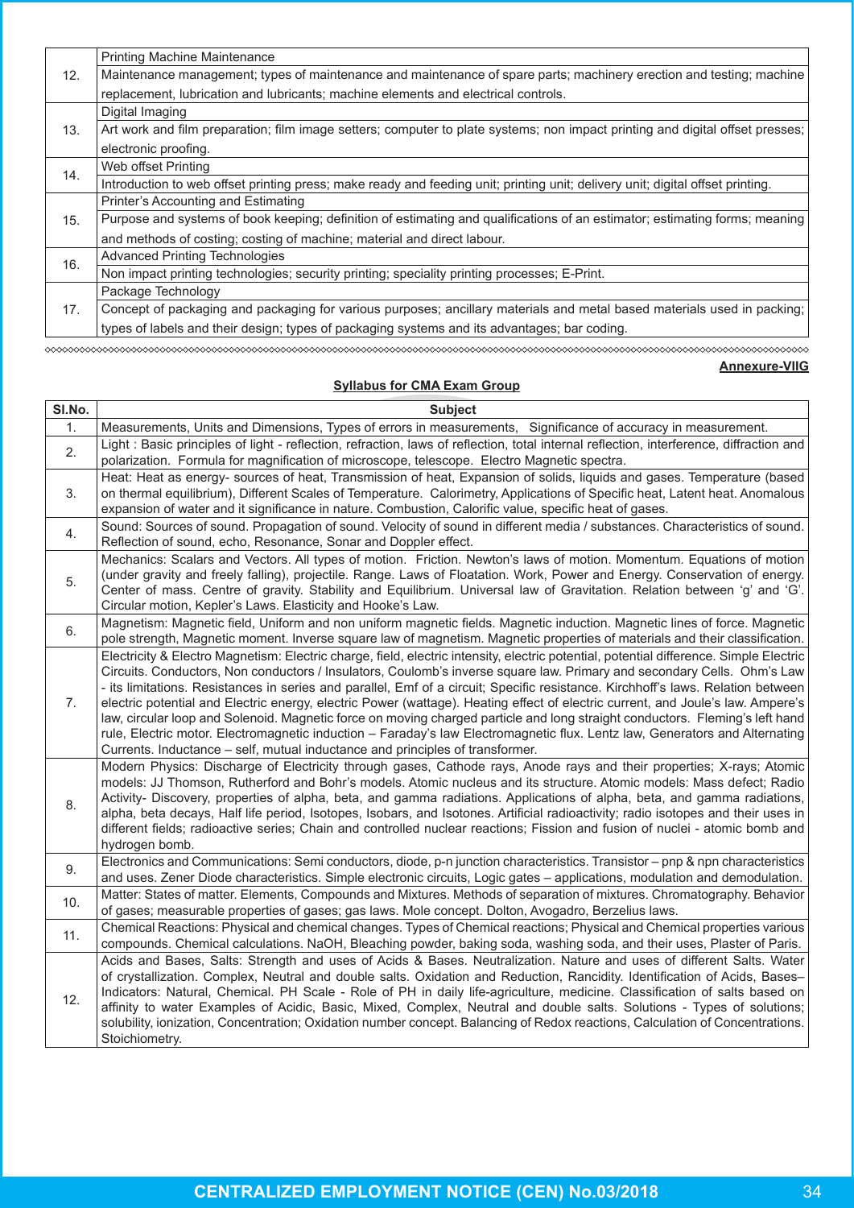| | |
|---|---|
| 12. | Printing Machine Maintenance<br>Maintenance management; types of maintenance and maintenance of spare parts; machinery erection and testing; machine replacement, lubrication and lubricants; machine elements and electrical controls. |
| 13. | Digital Imaging<br>Art work and film preparation; film image setters; computer to plate systems; non impact printing and digital offset presses; electronic proofing. |
| 14. | Web offset Printing<br>Introduction to web offset printing press; make ready and feeding unit; printing unit; delivery unit; digital offset printing. |
| 15. | Printer's Accounting and Estimating<br>Purpose and systems of book keeping; definition of estimating and qualifications of an estimator; estimating forms; meaning and methods of costing; costing of machine; material and direct labour. |
| 16. | Advanced Printing Technologies<br>Non impact printing technologies; security printing; speciality printing processes; E-Print. |
| 17. | Package Technology<br>Concept of packaging and packaging for various purposes; ancillary materials and metal based materials used in packing; types of labels and their design; types of packaging systems and its advantages; bar coding. |

**Annexure-VIIG**

**Syllabus for CMA Exam Group**

| Sl.No. | Subject |
|---|---|
| 1. | Measurements, Units and Dimensions, Types of errors in measurements, Significance of accuracy in measurement. |
| 2. | Light : Basic principles of light - reflection, refraction, laws of reflection, total internal reflection, interference, diffraction and polarization. Formula for magnification of microscope, telescope. Electro Magnetic spectra. |
| 3. | Heat: Heat as energy- sources of heat, Transmission of heat, Expansion of solids, liquids and gases. Temperature (based on thermal equilibrium), Different Scales of Temperature. Calorimetry, Applications of Specific heat, Latent heat. Anomalous expansion of water and it significance in nature. Combustion, Calorific value, specific heat of gases. |
| 4. | Sound: Sources of sound. Propagation of sound. Velocity of sound in different media / substances. Characteristics of sound. Reflection of sound, echo, Resonance, Sonar and Doppler effect. |
| 5. | Mechanics: Scalars and Vectors. All types of motion. Friction. Newton's laws of motion. Momentum. Equations of motion (under gravity and freely falling), projectile. Range. Laws of Floatation. Work, Power and Energy. Conservation of energy. Center of mass. Centre of gravity. Stability and Equilibrium. Universal law of Gravitation. Relation between 'g' and 'G'. Circular motion, Kepler's Laws. Elasticity and Hooke's Law. |
| 6. | Magnetism: Magnetic field, Uniform and non uniform magnetic fields. Magnetic induction. Magnetic lines of force. Magnetic pole strength, Magnetic moment. Inverse square law of magnetism. Magnetic properties of materials and their classification. |
| 7. | Electricity & Electro Magnetism: Electric charge, field, electric intensity, electric potential, potential difference. Simple Electric Circuits. Conductors, Non conductors / Insulators, Coulomb's inverse square law. Primary and secondary Cells. Ohm's Law - its limitations. Resistances in series and parallel, Emf of a circuit; Specific resistance. Kirchhoff's laws. Relation between electric potential and Electric energy, electric Power (wattage). Heating effect of electric current, and Joule's law. Ampere's law, circular loop and Solenoid. Magnetic force on moving charged particle and long straight conductors. Fleming's left hand rule, Electric motor. Electromagnetic induction – Faraday's law Electromagnetic flux. Lentz law, Generators and Alternating Currents. Inductance – self, mutual inductance and principles of transformer. |
| 8. | Modern Physics: Discharge of Electricity through gases, Cathode rays, Anode rays and their properties; X-rays; Atomic models: JJ Thomson, Rutherford and Bohr's models. Atomic nucleus and its structure. Atomic models: Mass defect; Radio Activity- Discovery, properties of alpha, beta, and gamma radiations. Applications of alpha, beta, and gamma radiations, alpha, beta decays, Half life period, Isotopes, Isobars, and Isotones. Artificial radioactivity; radio isotopes and their uses in different fields; radioactive series; Chain and controlled nuclear reactions; Fission and fusion of nuclei - atomic bomb and hydrogen bomb. |
| 9. | Electronics and Communications: Semi conductors, diode, p-n junction characteristics. Transistor – pnp & npn characteristics and uses. Zener Diode characteristics. Simple electronic circuits, Logic gates – applications, modulation and demodulation. |
| 10. | Matter: States of matter. Elements, Compounds and Mixtures. Methods of separation of mixtures. Chromatography. Behavior of gases; measurable properties of gases; gas laws. Mole concept. Dolton, Avogadro, Berzelius laws. |
| 11. | Chemical Reactions: Physical and chemical changes. Types of Chemical reactions; Physical and Chemical properties various compounds. Chemical calculations. NaOH, Bleaching powder, baking soda, washing soda, and their uses, Plaster of Paris. |
| 12. | Acids and Bases, Salts: Strength and uses of Acids & Bases. Neutralization. Nature and uses of different Salts. Water of crystallization. Complex, Neutral and double salts. Oxidation and Reduction, Rancidity. Identification of Acids, Bases– Indicators: Natural, Chemical. PH Scale - Role of PH in daily life-agriculture, medicine. Classification of salts based on affinity to water Examples of Acidic, Basic, Mixed, Complex, Neutral and double salts. Solutions - Types of solutions; solubility, ionization, Concentration; Oxidation number concept. Balancing of Redox reactions, Calculation of Concentrations. Stoichiometry. |